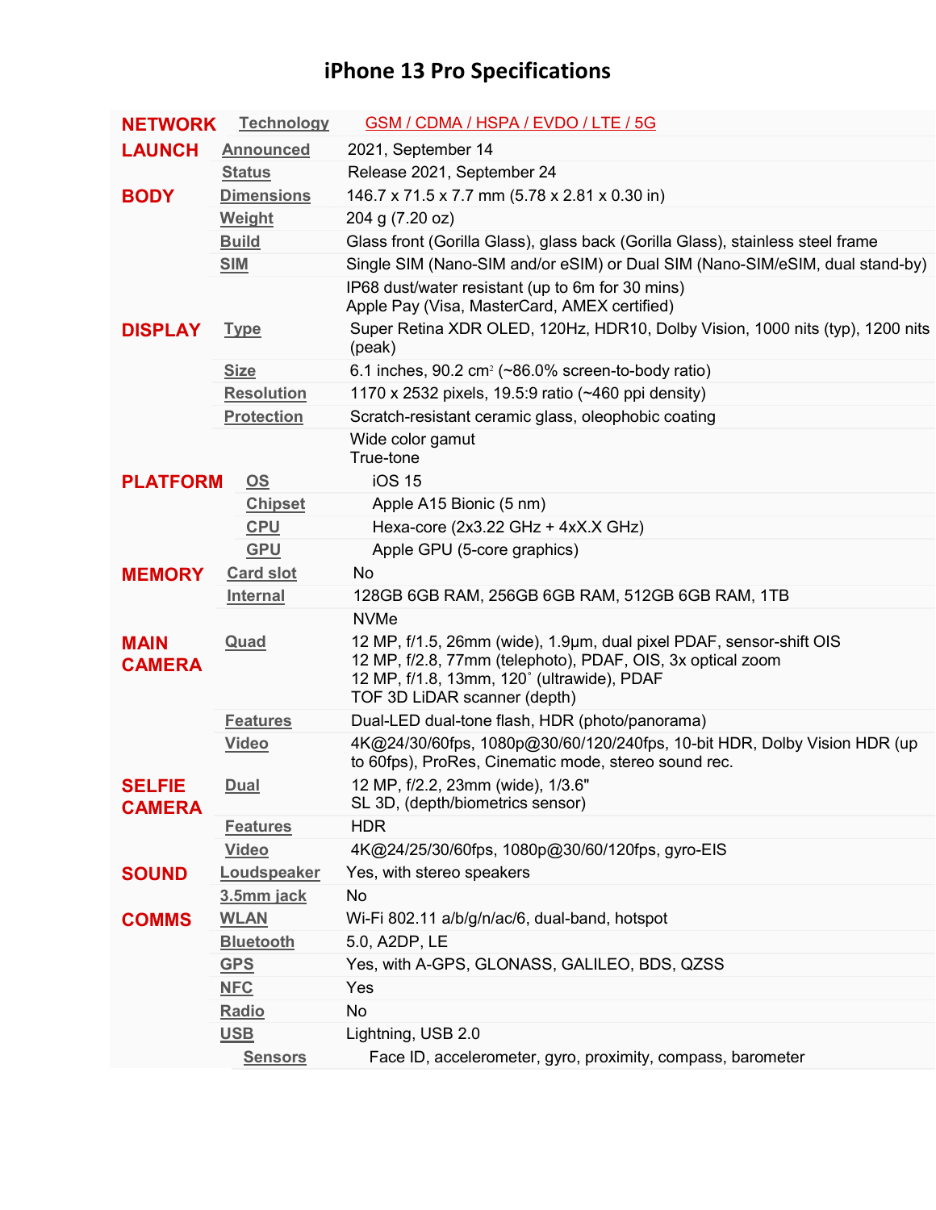# iPhone 13 Pro Specifications

| | | |
|---|---|---|
| **NETWORK** | Technology | GSM / CDMA / HSPA / EVDO / LTE / 5G |
| **LAUNCH** | Announced | 2021, September 14 |
| | Status | Release 2021, September 24 |
| **BODY** | Dimensions | 146.7 x 71.5 x 7.7 mm (5.78 x 2.81 x 0.30 in) |
| | Weight | 204 g (7.20 oz) |
| | Build | Glass front (Gorilla Glass), glass back (Gorilla Glass), stainless steel frame |
| | SIM | Single SIM (Nano-SIM and/or eSIM) or Dual SIM (Nano-SIM/eSIM, dual stand-by) |
| | | IP68 dust/water resistant (up to 6m for 30 mins)<br>Apple Pay (Visa, MasterCard, AMEX certified) |
| **DISPLAY** | Type | Super Retina XDR OLED, 120Hz, HDR10, Dolby Vision, 1000 nits (typ), 1200 nits (peak) |
| | Size | 6.1 inches, 90.2 cm² (~86.0% screen-to-body ratio) |
| | Resolution | 1170 x 2532 pixels, 19.5:9 ratio (~460 ppi density) |
| | Protection | Scratch-resistant ceramic glass, oleophobic coating |
| | | Wide color gamut<br>True-tone |
| **PLATFORM** | OS | iOS 15 |
| | Chipset | Apple A15 Bionic (5 nm) |
| | CPU | Hexa-core (2x3.22 GHz + 4xX.X GHz) |
| | GPU | Apple GPU (5-core graphics) |
| **MEMORY** | Card slot | No |
| | Internal | 128GB 6GB RAM, 256GB 6GB RAM, 512GB 6GB RAM, 1TB |
| | | NVMe |
| **MAIN CAMERA** | Quad | 12 MP, f/1.5, 26mm (wide), 1.9µm, dual pixel PDAF, sensor-shift OIS<br>12 MP, f/2.8, 77mm (telephoto), PDAF, OIS, 3x optical zoom<br>12 MP, f/1.8, 13mm, 120˚ (ultrawide), PDAF<br>TOF 3D LiDAR scanner (depth) |
| | Features | Dual-LED dual-tone flash, HDR (photo/panorama) |
| | Video | 4K@24/30/60fps, 1080p@30/60/120/240fps, 10-bit HDR, Dolby Vision HDR (up to 60fps), ProRes, Cinematic mode, stereo sound rec. |
| **SELFIE CAMERA** | Dual | 12 MP, f/2.2, 23mm (wide), 1/3.6"<br>SL 3D, (depth/biometrics sensor) |
| | Features | HDR |
| | Video | 4K@24/25/30/60fps, 1080p@30/60/120fps, gyro-EIS |
| **SOUND** | Loudspeaker | Yes, with stereo speakers |
| | 3.5mm jack | No |
| **COMMS** | WLAN | Wi-Fi 802.11 a/b/g/n/ac/6, dual-band, hotspot |
| | Bluetooth | 5.0, A2DP, LE |
| | GPS | Yes, with A-GPS, GLONASS, GALILEO, BDS, QZSS |
| | NFC | Yes |
| | Radio | No |
| | USB | Lightning, USB 2.0 |
| | Sensors | Face ID, accelerometer, gyro, proximity, compass, barometer |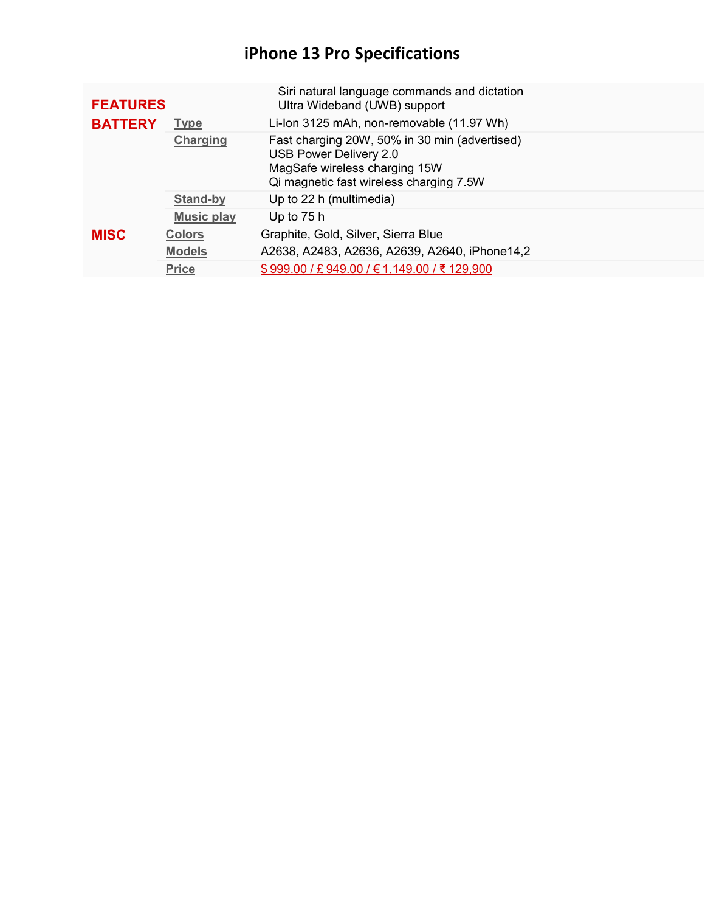# iPhone 13 Pro Specifications

| | | |
|---|---|---|
| **FEATURES** | | Siri natural language commands and dictation<br>Ultra Wideband (UWB) support |
| **BATTERY** | **Type** | Li-Ion 3125 mAh, non-removable (11.97 Wh) |
| | **Charging** | Fast charging 20W, 50% in 30 min (advertised)<br>USB Power Delivery 2.0<br>MagSafe wireless charging 15W<br>Qi magnetic fast wireless charging 7.5W |
| | **Stand-by** | Up to 22 h (multimedia) |
| | **Music play** | Up to 75 h |
| **MISC** | **Colors** | Graphite, Gold, Silver, Sierra Blue |
| | **Models** | A2638, A2483, A2636, A2639, A2640, iPhone14,2 |
| | **Price** | $ 999.00 / £ 949.00 / € 1,149.00 / ₹ 129,900 |